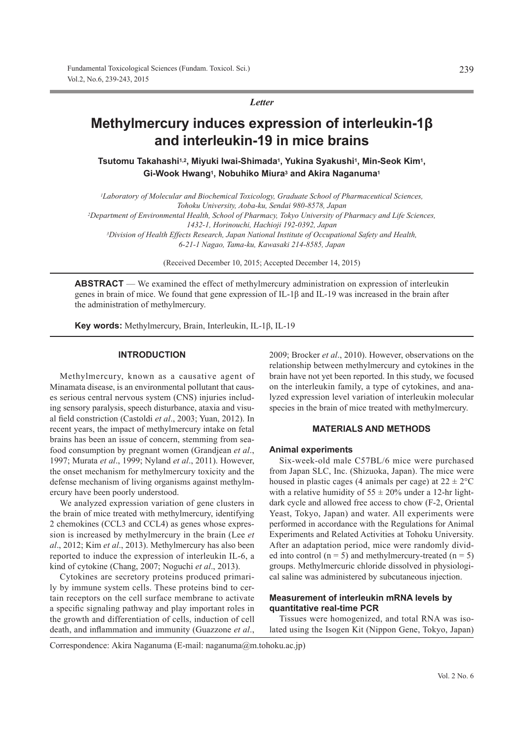*Letter*

# Methylmercury induces expression of interleukin-1β and interleukin-19 in mice brains

**Tsutomu Takahashi[1,2], Miyuki Iwai-Shimada[1], Yukina Syakushi[1], Min-Seok Kim[1], Gi-Wook Hwang[1], Nobuhiko Miura[3] and Akira Naganuma[1]**

[1]*Laboratory of Molecular and Biochemical Toxicology, Graduate School of Pharmaceutical Sciences, Tohoku University, Aoba-ku, Sendai 980-8578, Japan*
[2]*Department of Environmental Health, School of Pharmacy, Tokyo University of Pharmacy and Life Sciences, 1432-1, Horinouchi, Hachioji 192-0392, Japan*
[3]*Division of Health Effects Research, Japan National Institute of Occupational Safety and Health, 6-21-1 Nagao, Tama-ku, Kawasaki 214-8585, Japan*

(Received December 10, 2015; Accepted December 14, 2015)

**ABSTRACT** — We examined the effect of methylmercury administration on expression of interleukin genes in brain of mice. We found that gene expression of IL-1β and IL-19 was increased in the brain after the administration of methylmercury.

**Key words:** Methylmercury, Brain, Interleukin, IL-1β, IL-19

## INTRODUCTION

Methylmercury, known as a causative agent of Minamata disease, is an environmental pollutant that causes serious central nervous system (CNS) injuries including sensory paralysis, speech disturbance, ataxia and visual field constriction (Castoldi *et al*., 2003; Yuan, 2012). In recent years, the impact of methylmercury intake on fetal brains has been an issue of concern, stemming from seafood consumption by pregnant women (Grandjean *et al*., 1997; Murata *et al*., 1999; Nyland *et al*., 2011). However, the onset mechanism for methylmercury toxicity and the defense mechanism of living organisms against methylmercury have been poorly understood.

We analyzed expression variation of gene clusters in the brain of mice treated with methylmercury, identifying 2 chemokines (CCL3 and CCL4) as genes whose expression is increased by methylmercury in the brain (Lee *et al*., 2012; Kim *et al*., 2013). Methylmercury has also been reported to induce the expression of interleukin IL-6, a kind of cytokine (Chang, 2007; Noguchi *et al*., 2013).

Cytokines are secretory proteins produced primarily by immune system cells. These proteins bind to certain receptors on the cell surface membrane to activate a specific signaling pathway and play important roles in the growth and differentiation of cells, induction of cell death, and inflammation and immunity (Guazzone *et al*., 2009; Brocker *et al*., 2010). However, observations on the relationship between methylmercury and cytokines in the brain have not yet been reported. In this study, we focused on the interleukin family, a type of cytokines, and analyzed expression level variation of interleukin molecular species in the brain of mice treated with methylmercury.

## MATERIALS AND METHODS

### Animal experiments

Six-week-old male C57BL/6 mice were purchased from Japan SLC, Inc. (Shizuoka, Japan). The mice were housed in plastic cages (4 animals per cage) at 22 ± 2°C with a relative humidity of 55 ± 20% under a 12-hr light-dark cycle and allowed free access to chow (F-2, Oriental Yeast, Tokyo, Japan) and water. All experiments were performed in accordance with the Regulations for Animal Experiments and Related Activities at Tohoku University. After an adaptation period, mice were randomly divided into control ($n = 5$) and methylmercury-treated ($n = 5$) groups. Methylmercuric chloride dissolved in physiological saline was administered by subcutaneous injection.

### Measurement of interleukin mRNA levels by quantitative real-time PCR

Tissues were homogenized, and total RNA was isolated using the Isogen Kit (Nippon Gene, Tokyo, Japan)

Correspondence: Akira Naganuma (E-mail: naganuma@m.tohoku.ac.jp)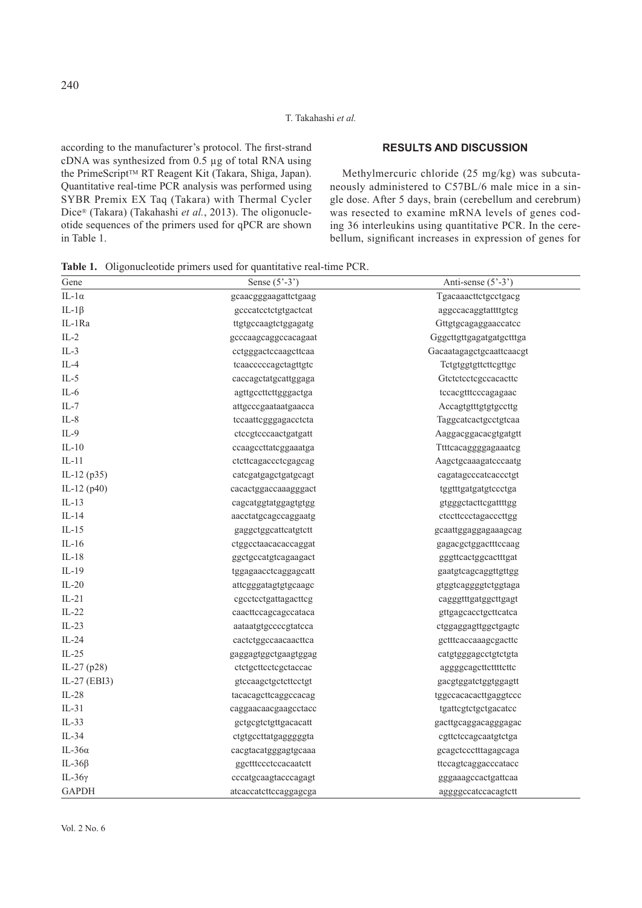according to the manufacturer's protocol. The first-strand cDNA was synthesized from 0.5 µg of total RNA using the PrimeScript™ RT Reagent Kit (Takara, Shiga, Japan). Quantitative real-time PCR analysis was performed using SYBR Premix EX Taq (Takara) with Thermal Cycler Dice® (Takara) (Takahashi *et al.*, 2013). The oligonucleotide sequences of the primers used for qPCR are shown in Table 1.

## RESULTS AND DISCUSSION

Methylmercuric chloride (25 mg/kg) was subcutaneously administered to C57BL/6 male mice in a single dose. After 5 days, brain (cerebellum and cerebrum) was resected to examine mRNA levels of genes coding 36 interleukins using quantitative PCR. In the cerebellum, significant increases in expression of genes for

**Table 1.** Oligonucleotide primers used for quantitative real-time PCR.

| Gene | Sense (5'-3') | Anti-sense (5'-3') |
|---|---|---|
| IL-1α | gcaacgggaagattctgaag | Tgacaaacttctgcctgacg |
| IL-1β | gcccatcctctgtgactcat | aggccacaggtattttgtcg |
| IL-1Ra | ttgtgccaagtctggagatg | Gttgtgcagaggaaccatcc |
| IL-2 | gcccaagcaggccacagaat | Gggcttgttgagatgatgctttga |
| IL-3 | cctgggactccaagcttcaa | Gacaatagagctgcaattcaacgt |
| IL-4 | tcaacccccagctagttgtc | Tctgtggtgttcttcgttgc |
| IL-5 | caccagctatgcattggaga | Gtctctcctcgccacacttc |
| IL-6 | agttgccttcttgggactga | tccacgtttcccagagaac |
| IL-7 | attgcccgaataatgaacca | Accagtgtttgtgtgccttg |
| IL-8 | tccaattcgggagacctcta | Taggcatcactgcctgtcaa |
| IL-9 | ctccgtcccaactgatgatt | Aaggacggacacgtgatgtt |
| IL-10 | ccaagccttatcggaaatga | Ttttcacaggggagaaatcg |
| IL-11 | ctcttcagaccctcgagcag | Aagctgcaaagatcccaatg |
| IL-12 (p35) | catcgatgagctgatgcagt | cagatagcccatcaccctgt |
| IL-12 (p40) | cacactggaccaaagggact | tggtttgatgatgtccctga |
| IL-13 | cagcatggtatggagtgtgg | gtgggctacttcgattttgg |
| IL-14 | aacctatgcagccaggaatg | ctccttccctagacccttgg |
| IL-15 | gaggctggcattcatgtctt | gcaattggaggagaaagcag |
| IL-16 | ctggcctaacacaccaggat | gagacgctggactttccaag |
| IL-18 | ggctgccatgtcagaagact | gggttcactggcactttgat |
| IL-19 | tggagaacctcaggagcatt | gaatgtcagcaggttgttgg |
| IL-20 | attcgggatagtgtgcaagc | gtggtcaggggtctggtaga |
| IL-21 | cgcctcctgattagacttcg | cagggtttgatggcttgagt |
| IL-22 | caacttccagcagccataca | gttgagcacctgcttcatca |
| IL-23 | aataatgtgccccgtatcca | ctggaggagttggctgagtc |
| IL-24 | cactctggccaacaacttca | gctttcaccaaagcgacttc |
| IL-25 | gaggagtggctgaagtggag | catgtgggagcctgtctgta |
| IL-27 (p28) | ctctgcttcctcgctaccac | aggggcagcttcttttcttc |
| IL-27 (EBI3) | gtccaagctgctcttcctgt | gacgtggatctggtggagtt |
| IL-28 | tacacagcttcaggccacag | tggccacacacttgaggtccc |
| IL-31 | caggaacaacgaagcctacc | tgattcgtctgctgacatcc |
| IL-33 | gctgcgtctgttgacacatt | gacttgcaggacagggagac |
| IL-34 | ctgtgccttatgagggggta | cgttctccagcaatgtctga |
| IL-36α | cacgtacatgggagtgcaaa | gcagctccctttagagcaga |
| IL-36β | ggctttccctccacaatctt | ttccagtcaggacccatacc |
| IL-36γ | cccatgcaagtacccagagt | gggaaagccactgattcaa |
| GAPDH | atcaccatcttccaggagcga | aggggccatccacagtctt |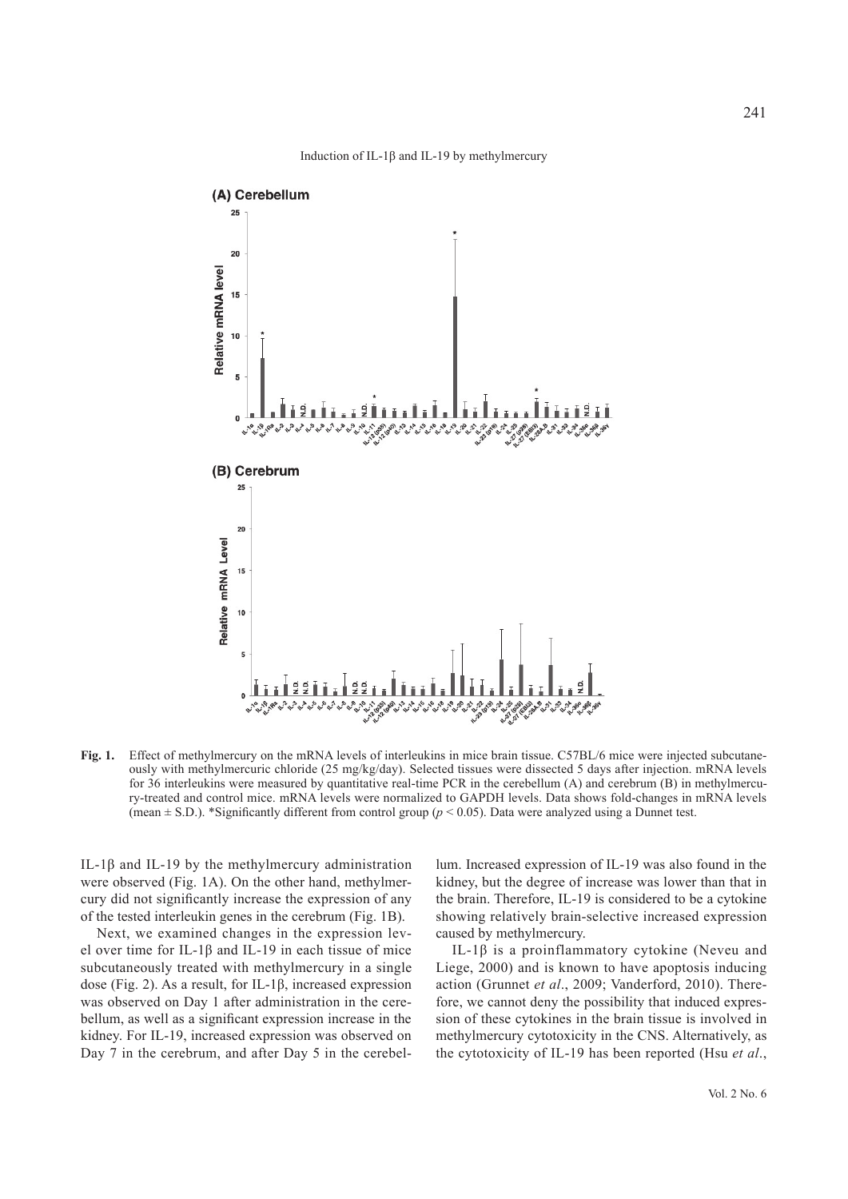**Fig. 1.** Effect of methylmercury on the mRNA levels of interleukins in mice brain tissue. C57BL/6 mice were injected subcutaneously with methylmercuric chloride (25 mg/kg/day). Selected tissues were dissected 5 days after injection. mRNA levels for 36 interleukins were measured by quantitative real-time PCR in the cerebellum (A) and cerebrum (B) in methylmercury-treated and control mice. mRNA levels were normalized to GAPDH levels. Data shows fold-changes in mRNA levels (mean ± S.D.). *Significantly different from control group ($p < 0.05$). Data were analyzed using a Dunnet test.

IL-1β and IL-19 by the methylmercury administration were observed (Fig. 1A). On the other hand, methylmercury did not significantly increase the expression of any of the tested interleukin genes in the cerebrum (Fig. 1B).

Next, we examined changes in the expression level over time for IL-1β and IL-19 in each tissue of mice subcutaneously treated with methylmercury in a single dose (Fig. 2). As a result, for IL-1β, increased expression was observed on Day 1 after administration in the cerebellum, as well as a significant expression increase in the kidney. For IL-19, increased expression was observed on Day 7 in the cerebrum, and after Day 5 in the cerebellum. Increased expression of IL-19 was also found in the kidney, but the degree of increase was lower than that in the brain. Therefore, IL-19 is considered to be a cytokine showing relatively brain-selective increased expression caused by methylmercury.

IL-1β is a proinflammatory cytokine (Neveu and Liege, 2000) and is known to have apoptosis inducing action (Grunnet *et al*., 2009; Vanderford, 2010). Therefore, we cannot deny the possibility that induced expression of these cytokines in the brain tissue is involved in methylmercury cytotoxicity in the CNS. Alternatively, as the cytotoxicity of IL-19 has been reported (Hsu *et al*.,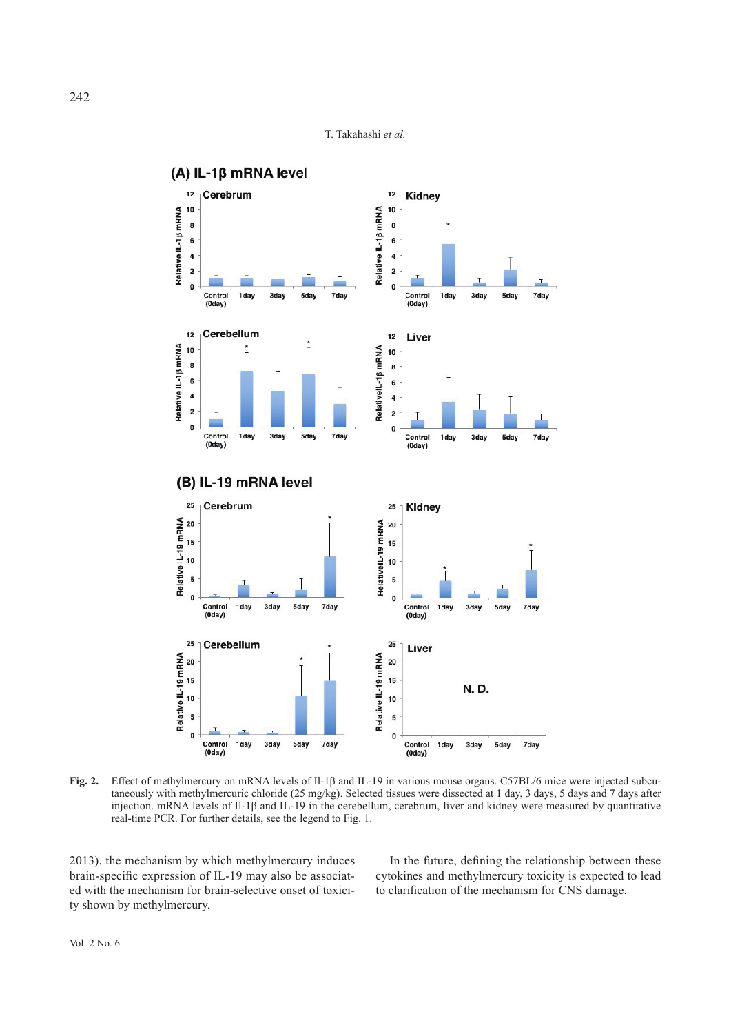**Fig. 2.** Effect of methylmercury on mRNA levels of Il-1β and IL-19 in various mouse organs. C57BL/6 mice were injected subcutaneously with methylmercuric chloride (25 mg/kg). Selected tissues were dissected at 1 day, 3 days, 5 days and 7 days after injection. mRNA levels of Il-1β and IL-19 in the cerebellum, cerebrum, liver and kidney were measured by quantitative real-time PCR. For further details, see the legend to Fig. 1.

2013), the mechanism by which methylmercury induces brain-specific expression of IL-19 may also be associated with the mechanism for brain-selective onset of toxicity shown by methylmercury.

In the future, defining the relationship between these cytokines and methylmercury toxicity is expected to lead to clarification of the mechanism for CNS damage.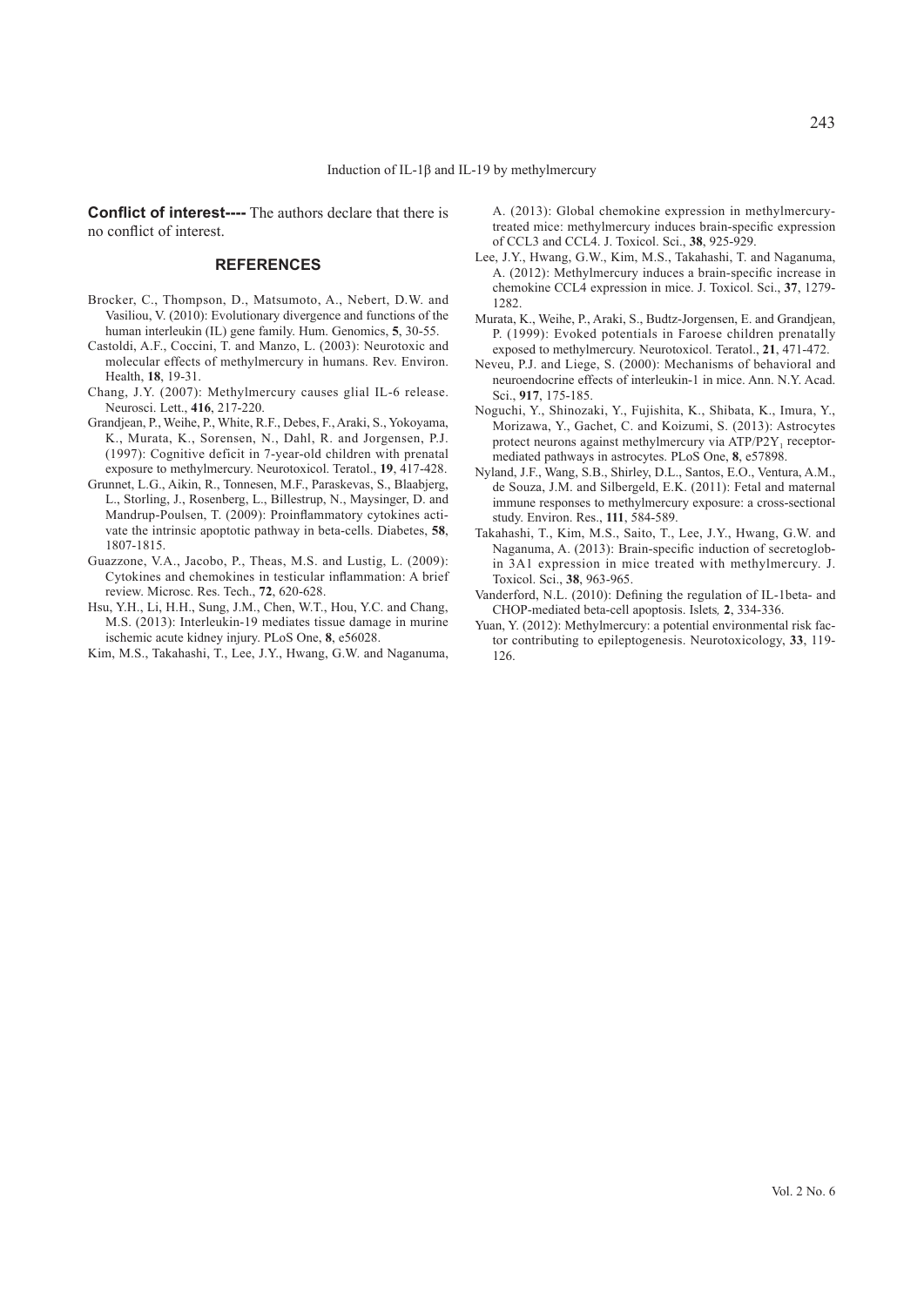**Conflict of interest----** The authors declare that there is no conflict of interest.

## REFERENCES

Brocker, C., Thompson, D., Matsumoto, A., Nebert, D.W. and Vasiliou, V. (2010): Evolutionary divergence and functions of the human interleukin (IL) gene family. Hum. Genomics, **5**, 30-55.

Castoldi, A.F., Coccini, T. and Manzo, L. (2003): Neurotoxic and molecular effects of methylmercury in humans. Rev. Environ. Health, **18**, 19-31.

Chang, J.Y. (2007): Methylmercury causes glial IL-6 release. Neurosci. Lett., **416**, 217-220.

Grandjean, P., Weihe, P., White, R.F., Debes, F., Araki, S., Yokoyama, K., Murata, K., Sorensen, N., Dahl, R. and Jorgensen, P.J. (1997): Cognitive deficit in 7-year-old children with prenatal exposure to methylmercury. Neurotoxicol. Teratol., **19**, 417-428.

Grunnet, L.G., Aikin, R., Tonnesen, M.F., Paraskevas, S., Blaabjerg, L., Storling, J., Rosenberg, L., Billestrup, N., Maysinger, D. and Mandrup-Poulsen, T. (2009): Proinflammatory cytokines activate the intrinsic apoptotic pathway in beta-cells. Diabetes, **58**, 1807-1815.

Guazzone, V.A., Jacobo, P., Theas, M.S. and Lustig, L. (2009): Cytokines and chemokines in testicular inflammation: A brief review. Microsc. Res. Tech., **72**, 620-628.

Hsu, Y.H., Li, H.H., Sung, J.M., Chen, W.T., Hou, Y.C. and Chang, M.S. (2013): Interleukin-19 mediates tissue damage in murine ischemic acute kidney injury. PLoS One, **8**, e56028.

Kim, M.S., Takahashi, T., Lee, J.Y., Hwang, G.W. and Naganuma, A. (2013): Global chemokine expression in methylmercury-treated mice: methylmercury induces brain-specific expression of CCL3 and CCL4. J. Toxicol. Sci., **38**, 925-929.

Lee, J.Y., Hwang, G.W., Kim, M.S., Takahashi, T. and Naganuma, A. (2012): Methylmercury induces a brain-specific increase in chemokine CCL4 expression in mice. J. Toxicol. Sci., **37**, 1279-1282.

Murata, K., Weihe, P., Araki, S., Budtz-Jorgensen, E. and Grandjean, P. (1999): Evoked potentials in Faroese children prenatally exposed to methylmercury. Neurotoxicol. Teratol., **21**, 471-472.

Neveu, P.J. and Liege, S. (2000): Mechanisms of behavioral and neuroendocrine effects of interleukin-1 in mice. Ann. N.Y. Acad. Sci., **917**, 175-185.

Noguchi, Y., Shinozaki, Y., Fujishita, K., Shibata, K., Imura, Y., Morizawa, Y., Gachet, C. and Koizumi, S. (2013): Astrocytes protect neurons against methylmercury via ATP/$P2Y_1$ receptor-mediated pathways in astrocytes. PLoS One, **8**, e57898.

Nyland, J.F., Wang, S.B., Shirley, D.L., Santos, E.O., Ventura, A.M., de Souza, J.M. and Silbergeld, E.K. (2011): Fetal and maternal immune responses to methylmercury exposure: a cross-sectional study. Environ. Res., **111**, 584-589.

Takahashi, T., Kim, M.S., Saito, T., Lee, J.Y., Hwang, G.W. and Naganuma, A. (2013): Brain-specific induction of secretoglobin 3A1 expression in mice treated with methylmercury. J. Toxicol. Sci., **38**, 963-965.

Vanderford, N.L. (2010): Defining the regulation of IL-1beta- and CHOP-mediated beta-cell apoptosis. Islets*,* **2**, 334-336.

Yuan, Y. (2012): Methylmercury: a potential environmental risk factor contributing to epileptogenesis. Neurotoxicology, **33**, 119-126.